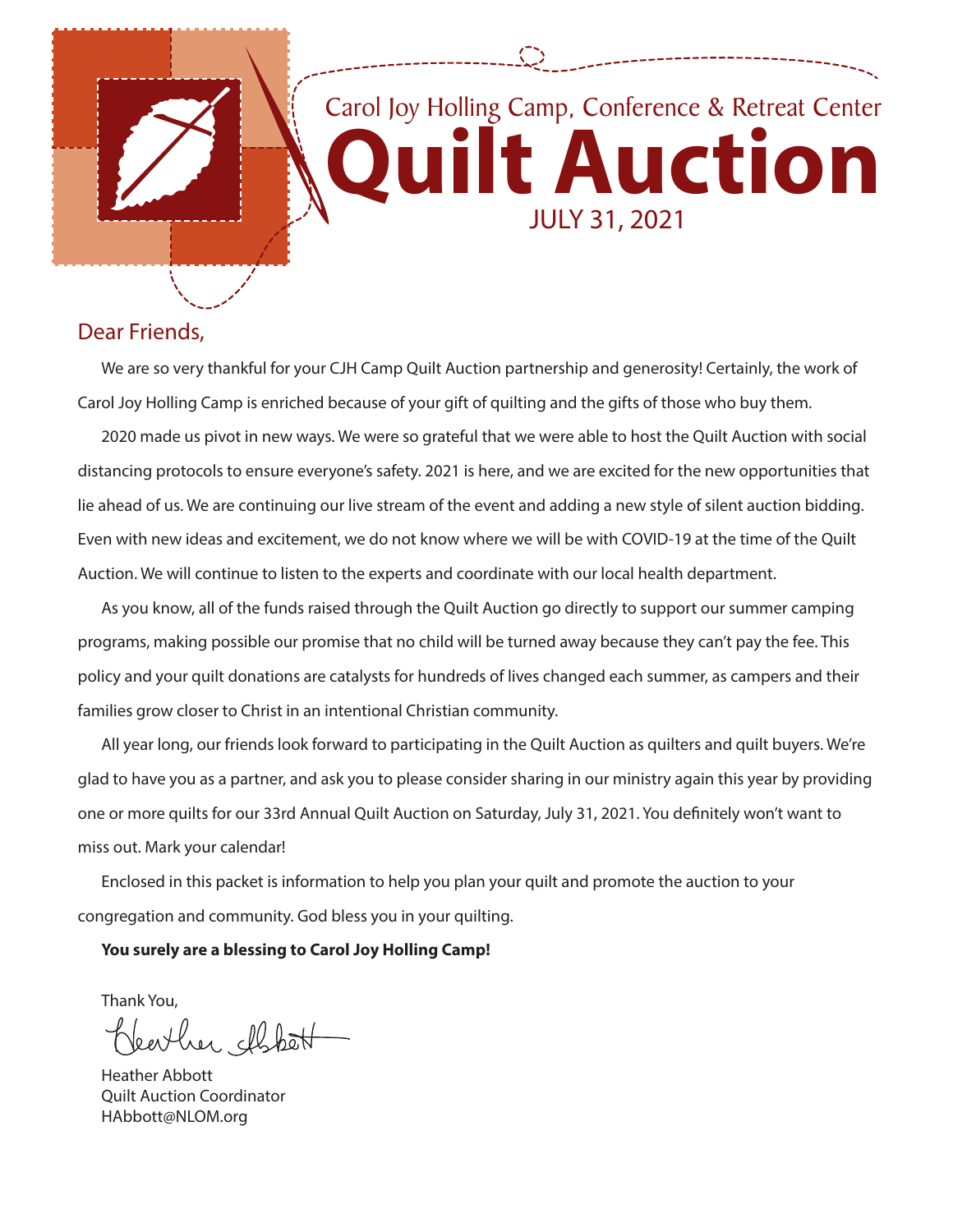Carol Joy Holling Camp, Conference & Retreat Center

# Quilt Auction

JULY 31, 2021

Dear Friends,

We are so very thankful for your CJH Camp Quilt Auction partnership and generosity! Certainly, the work of Carol Joy Holling Camp is enriched because of your gift of quilting and the gifts of those who buy them.

2020 made us pivot in new ways. We were so grateful that we were able to host the Quilt Auction with social distancing protocols to ensure everyone's safety. 2021 is here, and we are excited for the new opportunities that lie ahead of us. We are continuing our live stream of the event and adding a new style of silent auction bidding. Even with new ideas and excitement, we do not know where we will be with COVID-19 at the time of the Quilt Auction. We will continue to listen to the experts and coordinate with our local health department.

As you know, all of the funds raised through the Quilt Auction go directly to support our summer camping programs, making possible our promise that no child will be turned away because they can't pay the fee. This policy and your quilt donations are catalysts for hundreds of lives changed each summer, as campers and their families grow closer to Christ in an intentional Christian community.

All year long, our friends look forward to participating in the Quilt Auction as quilters and quilt buyers. We're glad to have you as a partner, and ask you to please consider sharing in our ministry again this year by providing one or more quilts for our 33rd Annual Quilt Auction on Saturday, July 31, 2021. You definitely won't want to miss out. Mark your calendar!

Enclosed in this packet is information to help you plan your quilt and promote the auction to your congregation and community. God bless you in your quilting.

**You surely are a blessing to Carol Joy Holling Camp!**

Thank You,

Heather Abbott
Quilt Auction Coordinator
HAbbott@NLOM.org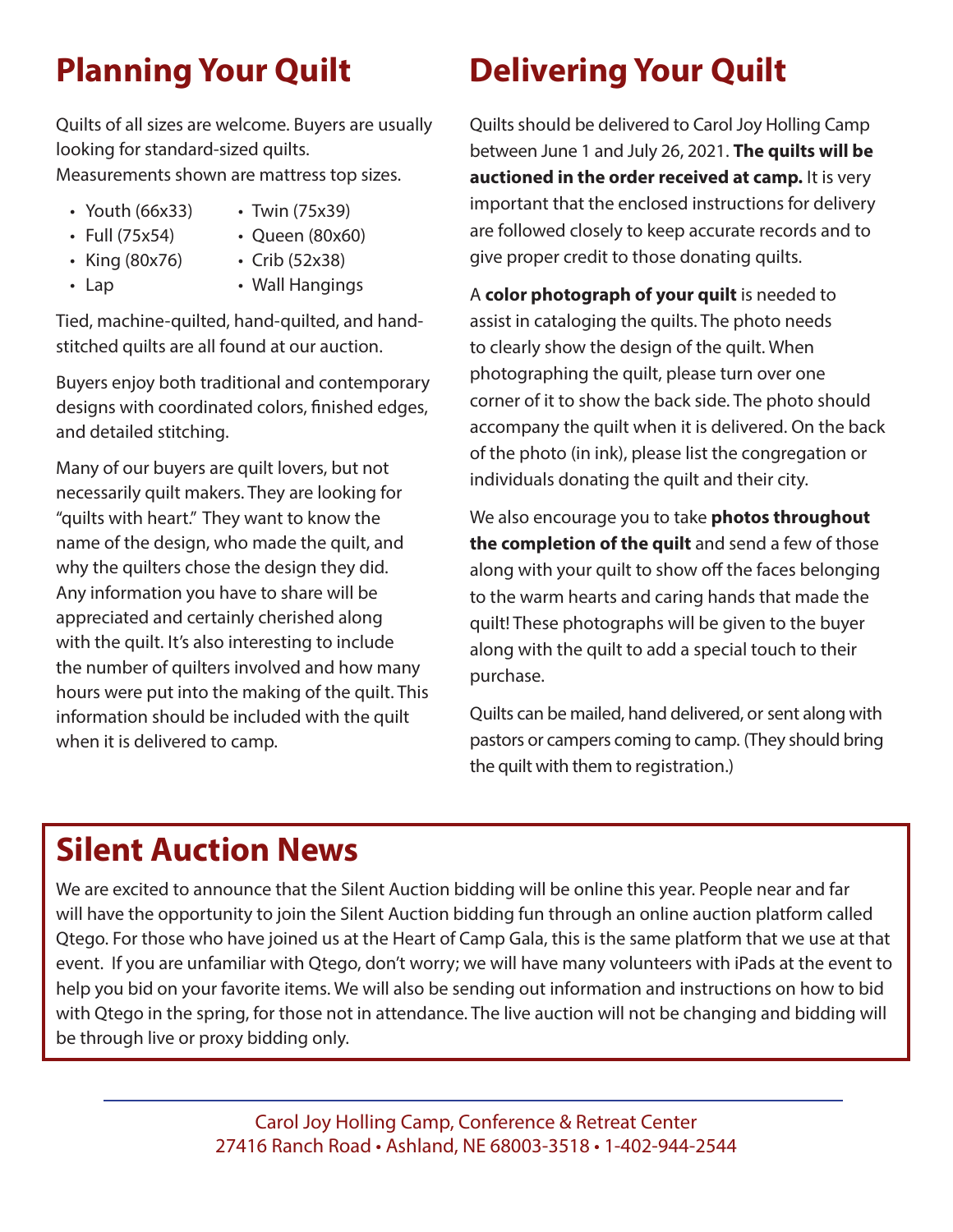## Planning Your Quilt

Quilts of all sizes are welcome. Buyers are usually looking for standard-sized quilts.
Measurements shown are mattress top sizes.

- Youth (66x33)
- Full (75x54)
- King (80x76)
- Lap
- Twin (75x39)
- Queen (80x60)
- Crib (52x38)
- Wall Hangings

Tied, machine-quilted, hand-quilted, and hand-stitched quilts are all found at our auction.

Buyers enjoy both traditional and contemporary designs with coordinated colors, finished edges, and detailed stitching.

Many of our buyers are quilt lovers, but not necessarily quilt makers. They are looking for "quilts with heart." They want to know the name of the design, who made the quilt, and why the quilters chose the design they did. Any information you have to share will be appreciated and certainly cherished along with the quilt. It's also interesting to include the number of quilters involved and how many hours were put into the making of the quilt. This information should be included with the quilt when it is delivered to camp.

## Delivering Your Quilt

Quilts should be delivered to Carol Joy Holling Camp between June 1 and July 26, 2021. **The quilts will be auctioned in the order received at camp.** It is very important that the enclosed instructions for delivery are followed closely to keep accurate records and to give proper credit to those donating quilts.

A **color photograph of your quilt** is needed to assist in cataloging the quilts. The photo needs to clearly show the design of the quilt. When photographing the quilt, please turn over one corner of it to show the back side. The photo should accompany the quilt when it is delivered. On the back of the photo (in ink), please list the congregation or individuals donating the quilt and their city.

We also encourage you to take **photos throughout the completion of the quilt** and send a few of those along with your quilt to show off the faces belonging to the warm hearts and caring hands that made the quilt! These photographs will be given to the buyer along with the quilt to add a special touch to their purchase.

Quilts can be mailed, hand delivered, or sent along with pastors or campers coming to camp. (They should bring the quilt with them to registration.)

## Silent Auction News

We are excited to announce that the Silent Auction bidding will be online this year. People near and far will have the opportunity to join the Silent Auction bidding fun through an online auction platform called Qtego. For those who have joined us at the Heart of Camp Gala, this is the same platform that we use at that event. If you are unfamiliar with Qtego, don't worry; we will have many volunteers with iPads at the event to help you bid on your favorite items. We will also be sending out information and instructions on how to bid with Qtego in the spring, for those not in attendance. The live auction will not be changing and bidding will be through live or proxy bidding only.

Carol Joy Holling Camp, Conference & Retreat Center
27416 Ranch Road • Ashland, NE 68003-3518 • 1-402-944-2544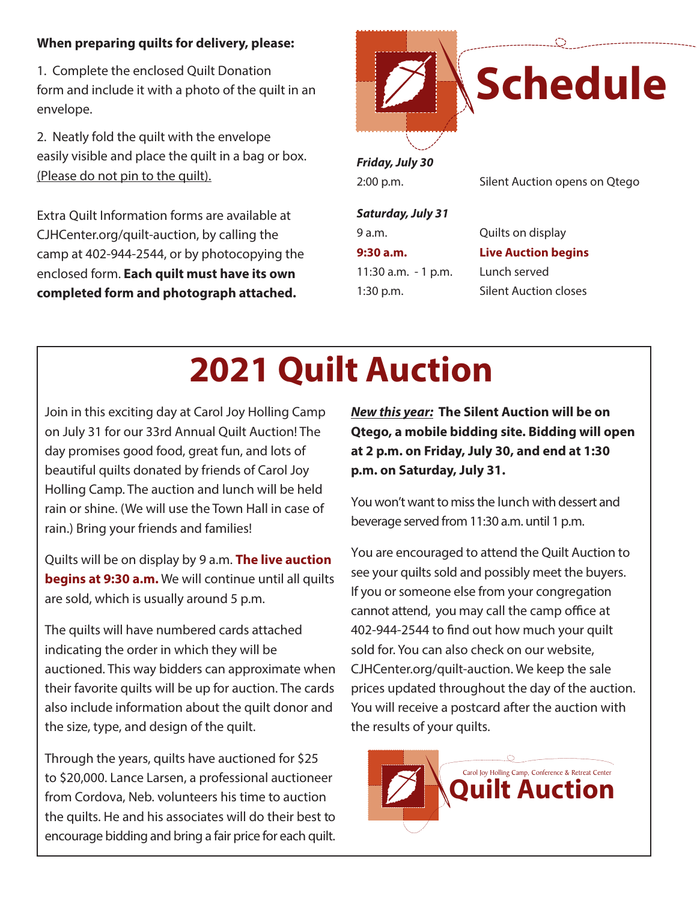**When preparing quilts for delivery, please:**

1. Complete the enclosed Quilt Donation form and include it with a photo of the quilt in an envelope.

2. Neatly fold the quilt with the envelope easily visible and place the quilt in a bag or box. (Please do not pin to the quilt).

Extra Quilt Information forms are available at CJHCenter.org/quilt-auction, by calling the camp at 402-944-2544, or by photocopying the enclosed form. **Each quilt must have its own completed form and photograph attached.**

# Schedule

***Friday, July 30***

| | |
|---|---|
| 2:00 p.m. | Silent Auction opens on Qtego |

***Saturday, July 31***

| | |
|---|---|
| 9 a.m. | Quilts on display |
| **9:30 a.m.** | **Live Auction begins** |
| 11:30 a.m. - 1 p.m. | Lunch served |
| 1:30 p.m. | Silent Auction closes |

# 2021 Quilt Auction

Join in this exciting day at Carol Joy Holling Camp on July 31 for our 33rd Annual Quilt Auction! The day promises good food, great fun, and lots of beautiful quilts donated by friends of Carol Joy Holling Camp. The auction and lunch will be held rain or shine. (We will use the Town Hall in case of rain.) Bring your friends and families!

Quilts will be on display by 9 a.m. **The live auction begins at 9:30 a.m.** We will continue until all quilts are sold, which is usually around 5 p.m.

The quilts will have numbered cards attached indicating the order in which they will be auctioned. This way bidders can approximate when their favorite quilts will be up for auction. The cards also include information about the quilt donor and the size, type, and design of the quilt.

Through the years, quilts have auctioned for $25 to $20,000. Lance Larsen, a professional auctioneer from Cordova, Neb. volunteers his time to auction the quilts. He and his associates will do their best to encourage bidding and bring a fair price for each quilt.

***New this year:*** **The Silent Auction will be on Qtego, a mobile bidding site. Bidding will open at 2 p.m. on Friday, July 30, and end at 1:30 p.m. on Saturday, July 31.**

You won't want to miss the lunch with dessert and beverage served from 11:30 a.m. until 1 p.m.

You are encouraged to attend the Quilt Auction to see your quilts sold and possibly meet the buyers. If you or someone else from your congregation cannot attend, you may call the camp office at 402-944-2544 to find out how much your quilt sold for. You can also check on our website, CJHCenter.org/quilt-auction. We keep the sale prices updated throughout the day of the auction. You will receive a postcard after the auction with the results of your quilts.

Carol Joy Holling Camp, Conference & Retreat Center
**Quilt Auction**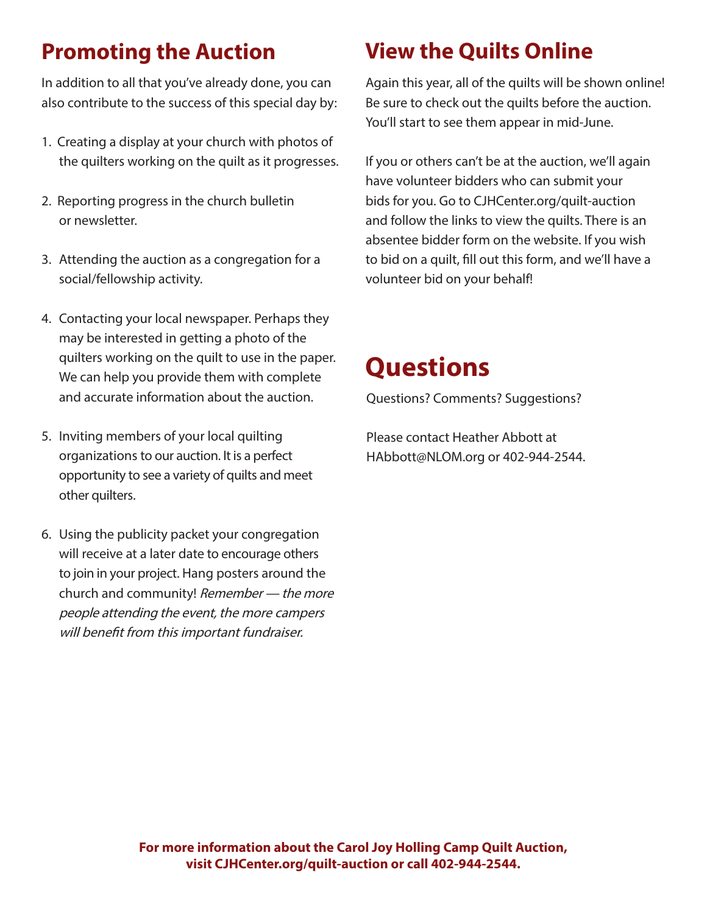## Promoting the Auction

In addition to all that you've already done, you can also contribute to the success of this special day by:

1. Creating a display at your church with photos of the quilters working on the quilt as it progresses.

2. Reporting progress in the church bulletin or newsletter.

3. Attending the auction as a congregation for a social/fellowship activity.

4. Contacting your local newspaper. Perhaps they may be interested in getting a photo of the quilters working on the quilt to use in the paper. We can help you provide them with complete and accurate information about the auction.

5. Inviting members of your local quilting organizations to our auction. It is a perfect opportunity to see a variety of quilts and meet other quilters.

6. Using the publicity packet your congregation will receive at a later date to encourage others to join in your project. Hang posters around the church and community! *Remember — the more people attending the event, the more campers will benefit from this important fundraiser.*

## View the Quilts Online

Again this year, all of the quilts will be shown online! Be sure to check out the quilts before the auction. You'll start to see them appear in mid-June.

If you or others can't be at the auction, we'll again have volunteer bidders who can submit your bids for you. Go to CJHCenter.org/quilt-auction and follow the links to view the quilts. There is an absentee bidder form on the website. If you wish to bid on a quilt, fill out this form, and we'll have a volunteer bid on your behalf!

# Questions

Questions? Comments? Suggestions?

Please contact Heather Abbott at HAbbott@NLOM.org or 402-944-2544.

**For more information about the Carol Joy Holling Camp Quilt Auction, visit CJHCenter.org/quilt-auction or call 402-944-2544.**